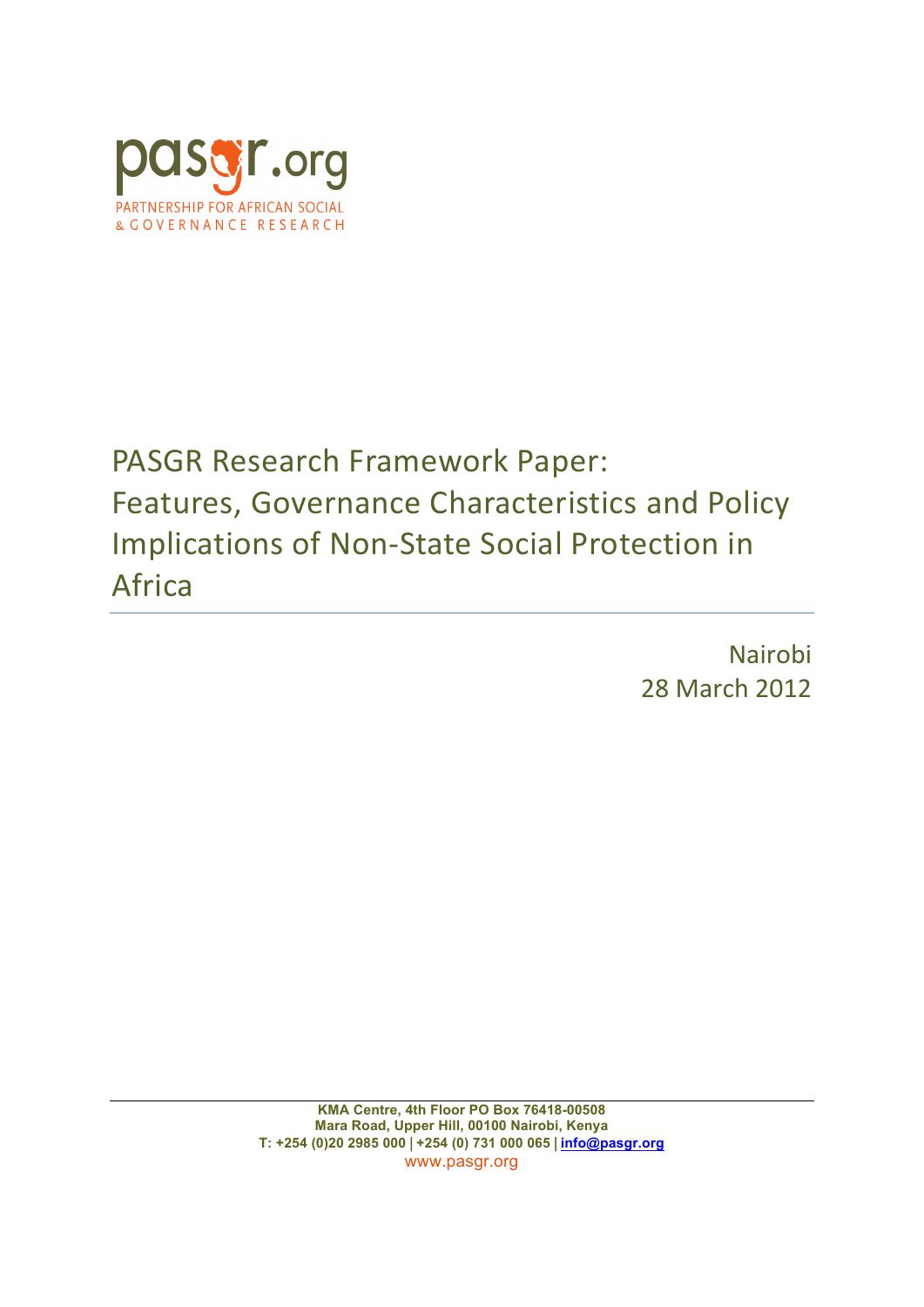pasgr.org

PARTNERSHIP FOR AFRICAN SOCIAL & GOVERNANCE RESEARCH

# PASGR Research Framework Paper: Features, Governance Characteristics and Policy Implications of Non-State Social Protection in Africa

Nairobi
28 March 2012

KMA Centre, 4th Floor PO Box 76418-00508
Mara Road, Upper Hill, 00100 Nairobi, Kenya
T: +254 (0)20 2985 000 | +254 (0) 731 000 065 | info@pasgr.org
www.pasgr.org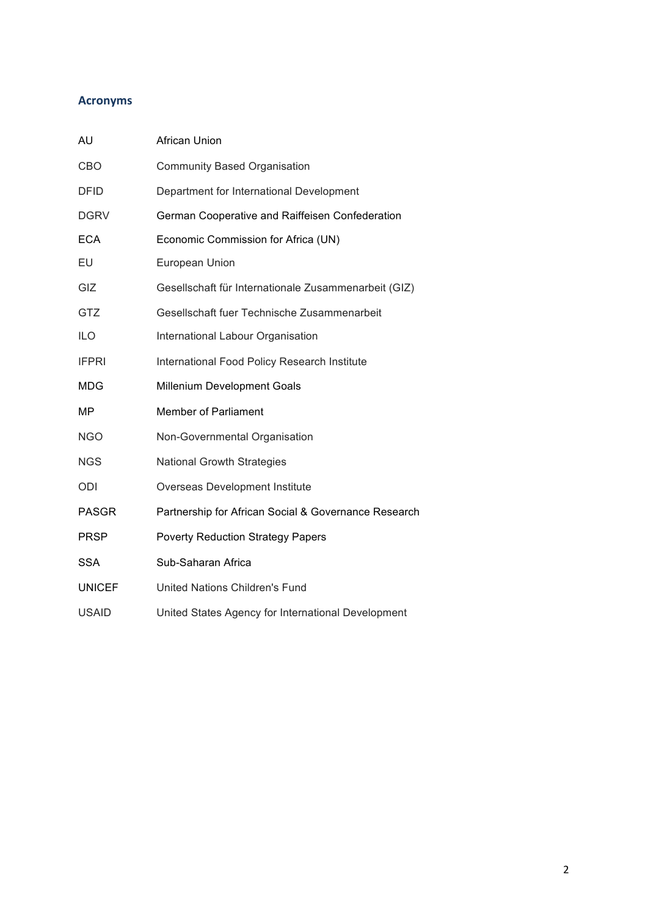## Acronyms

| | |
|---|---|
| AU | African Union |
| CBO | Community Based Organisation |
| DFID | Department for International Development |
| DGRV | German Cooperative and Raiffeisen Confederation |
| ECA | Economic Commission for Africa (UN) |
| EU | European Union |
| GIZ | Gesellschaft für Internationale Zusammenarbeit (GIZ) |
| GTZ | Gesellschaft fuer Technische Zusammenarbeit |
| ILO | International Labour Organisation |
| IFPRI | International Food Policy Research Institute |
| MDG | Millenium Development Goals |
| MP | Member of Parliament |
| NGO | Non-Governmental Organisation |
| NGS | National Growth Strategies |
| ODI | Overseas Development Institute |
| PASGR | Partnership for African Social & Governance Research |
| PRSP | Poverty Reduction Strategy Papers |
| SSA | Sub-Saharan Africa |
| UNICEF | United Nations Children's Fund |
| USAID | United States Agency for International Development |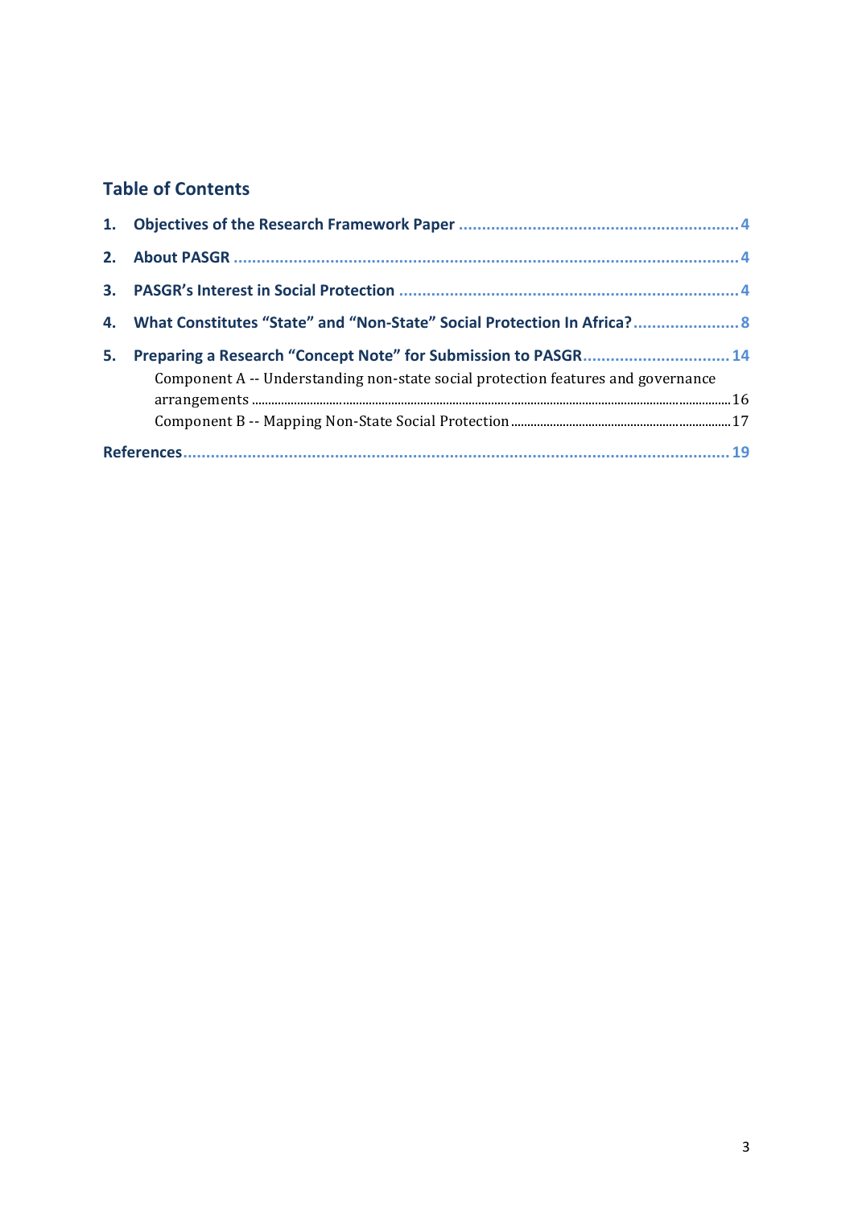## Table of Contents

1. Objectives of the Research Framework Paper ........ 4
2. About PASGR ........ 4
3. PASGR's Interest in Social Protection ........ 4
4. What Constitutes "State" and "Non-State" Social Protection In Africa? ........ 8
5. Preparing a Research "Concept Note" for Submission to PASGR ........ 14
   - Component A -- Understanding non-state social protection features and governance arrangements ........ 16
   - Component B -- Mapping Non-State Social Protection ........ 17

References ........ 19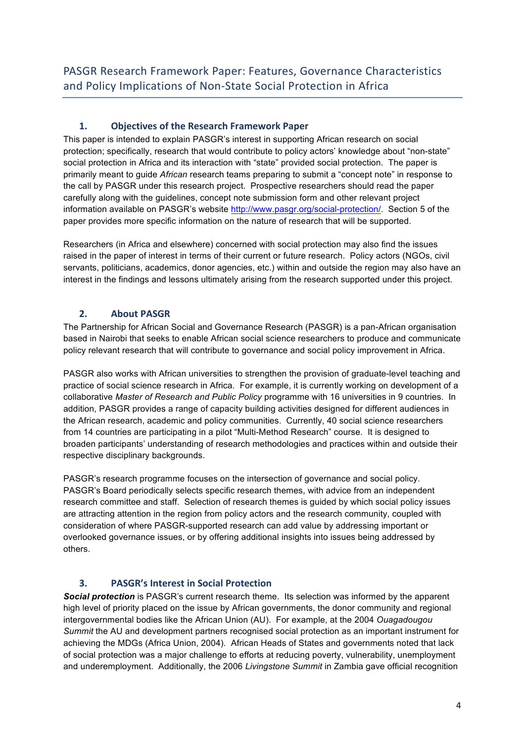# PASGR Research Framework Paper: Features, Governance Characteristics and Policy Implications of Non-State Social Protection in Africa

## 1. Objectives of the Research Framework Paper

This paper is intended to explain PASGR's interest in supporting African research on social protection; specifically, research that would contribute to policy actors' knowledge about "non-state" social protection in Africa and its interaction with "state" provided social protection. The paper is primarily meant to guide *African* research teams preparing to submit a "concept note" in response to the call by PASGR under this research project. Prospective researchers should read the paper carefully along with the guidelines, concept note submission form and other relevant project information available on PASGR's website http://www.pasgr.org/social-protection/. Section 5 of the paper provides more specific information on the nature of research that will be supported.

Researchers (in Africa and elsewhere) concerned with social protection may also find the issues raised in the paper of interest in terms of their current or future research. Policy actors (NGOs, civil servants, politicians, academics, donor agencies, etc.) within and outside the region may also have an interest in the findings and lessons ultimately arising from the research supported under this project.

## 2. About PASGR

The Partnership for African Social and Governance Research (PASGR) is a pan-African organisation based in Nairobi that seeks to enable African social science researchers to produce and communicate policy relevant research that will contribute to governance and social policy improvement in Africa.

PASGR also works with African universities to strengthen the provision of graduate-level teaching and practice of social science research in Africa. For example, it is currently working on development of a collaborative *Master of Research and Public Policy* programme with 16 universities in 9 countries. In addition, PASGR provides a range of capacity building activities designed for different audiences in the African research, academic and policy communities. Currently, 40 social science researchers from 14 countries are participating in a pilot "Multi-Method Research" course. It is designed to broaden participants' understanding of research methodologies and practices within and outside their respective disciplinary backgrounds.

PASGR's research programme focuses on the intersection of governance and social policy. PASGR's Board periodically selects specific research themes, with advice from an independent research committee and staff. Selection of research themes is guided by which social policy issues are attracting attention in the region from policy actors and the research community, coupled with consideration of where PASGR-supported research can add value by addressing important or overlooked governance issues, or by offering additional insights into issues being addressed by others.

## 3. PASGR's Interest in Social Protection

***Social protection*** is PASGR's current research theme. Its selection was informed by the apparent high level of priority placed on the issue by African governments, the donor community and regional intergovernmental bodies like the African Union (AU). For example, at the 2004 *Ouagadougou Summit* the AU and development partners recognised social protection as an important instrument for achieving the MDGs (Africa Union, 2004). African Heads of States and governments noted that lack of social protection was a major challenge to efforts at reducing poverty, vulnerability, unemployment and underemployment. Additionally, the 2006 *Livingstone Summit* in Zambia gave official recognition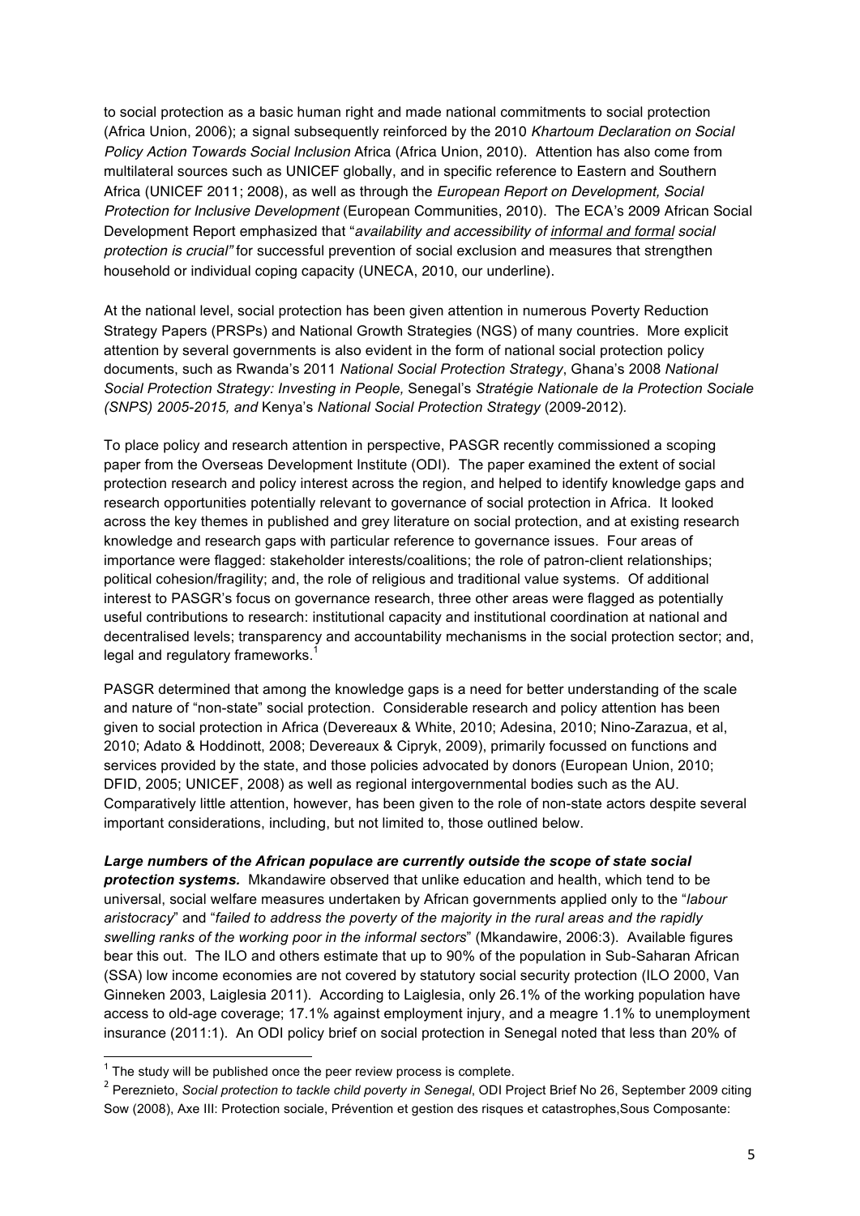to social protection as a basic human right and made national commitments to social protection (Africa Union, 2006); a signal subsequently reinforced by the 2010 *Khartoum Declaration on Social Policy Action Towards Social Inclusion* Africa (Africa Union, 2010). Attention has also come from multilateral sources such as UNICEF globally, and in specific reference to Eastern and Southern Africa (UNICEF 2011; 2008), as well as through the *European Report on Development, Social Protection for Inclusive Development* (European Communities, 2010). The ECA's 2009 African Social Development Report emphasized that "*availability and accessibility of* *<u>informal and formal</u>* *social protection is crucial"* for successful prevention of social exclusion and measures that strengthen household or individual coping capacity (UNECA, 2010, our underline).

At the national level, social protection has been given attention in numerous Poverty Reduction Strategy Papers (PRSPs) and National Growth Strategies (NGS) of many countries. More explicit attention by several governments is also evident in the form of national social protection policy documents, such as Rwanda's 2011 *National Social Protection Strategy*, Ghana's 2008 *National Social Protection Strategy: Investing in People,* Senegal's *Stratégie Nationale de la Protection Sociale (SNPS) 2005-2015, and* Kenya's *National Social Protection Strategy* (2009-2012).

To place policy and research attention in perspective, PASGR recently commissioned a scoping paper from the Overseas Development Institute (ODI). The paper examined the extent of social protection research and policy interest across the region, and helped to identify knowledge gaps and research opportunities potentially relevant to governance of social protection in Africa. It looked across the key themes in published and grey literature on social protection, and at existing research knowledge and research gaps with particular reference to governance issues. Four areas of importance were flagged: stakeholder interests/coalitions; the role of patron-client relationships; political cohesion/fragility; and, the role of religious and traditional value systems. Of additional interest to PASGR's focus on governance research, three other areas were flagged as potentially useful contributions to research: institutional capacity and institutional coordination at national and decentralised levels; transparency and accountability mechanisms in the social protection sector; and, legal and regulatory frameworks.[1]

PASGR determined that among the knowledge gaps is a need for better understanding of the scale and nature of "non-state" social protection. Considerable research and policy attention has been given to social protection in Africa (Devereaux & White, 2010; Adesina, 2010; Nino-Zarazua, et al, 2010; Adato & Hoddinott, 2008; Devereaux & Cipryk, 2009), primarily focussed on functions and services provided by the state, and those policies advocated by donors (European Union, 2010; DFID, 2005; UNICEF, 2008) as well as regional intergovernmental bodies such as the AU. Comparatively little attention, however, has been given to the role of non-state actors despite several important considerations, including, but not limited to, those outlined below.

***Large numbers of the African populace are currently outside the scope of state social protection systems.*** Mkandawire observed that unlike education and health, which tend to be universal, social welfare measures undertaken by African governments applied only to the "*labour aristocracy*" and "*failed to address the poverty of the majority in the rural areas and the rapidly swelling ranks of the working poor in the informal sectors*" (Mkandawire, 2006:3). Available figures bear this out. The ILO and others estimate that up to 90% of the population in Sub-Saharan African (SSA) low income economies are not covered by statutory social security protection (ILO 2000, Van Ginneken 2003, Laiglesia 2011). According to Laiglesia, only 26.1% of the working population have access to old-age coverage; 17.1% against employment injury, and a meagre 1.1% to unemployment insurance (2011:1). An ODI policy brief on social protection in Senegal noted that less than 20% of

---

[1] The study will be published once the peer review process is complete.

[2] Pereznieto, *Social protection to tackle child poverty in Senegal*, ODI Project Brief No 26, September 2009 citing Sow (2008), Axe III: Protection sociale, Prévention et gestion des risques et catastrophes,Sous Composante: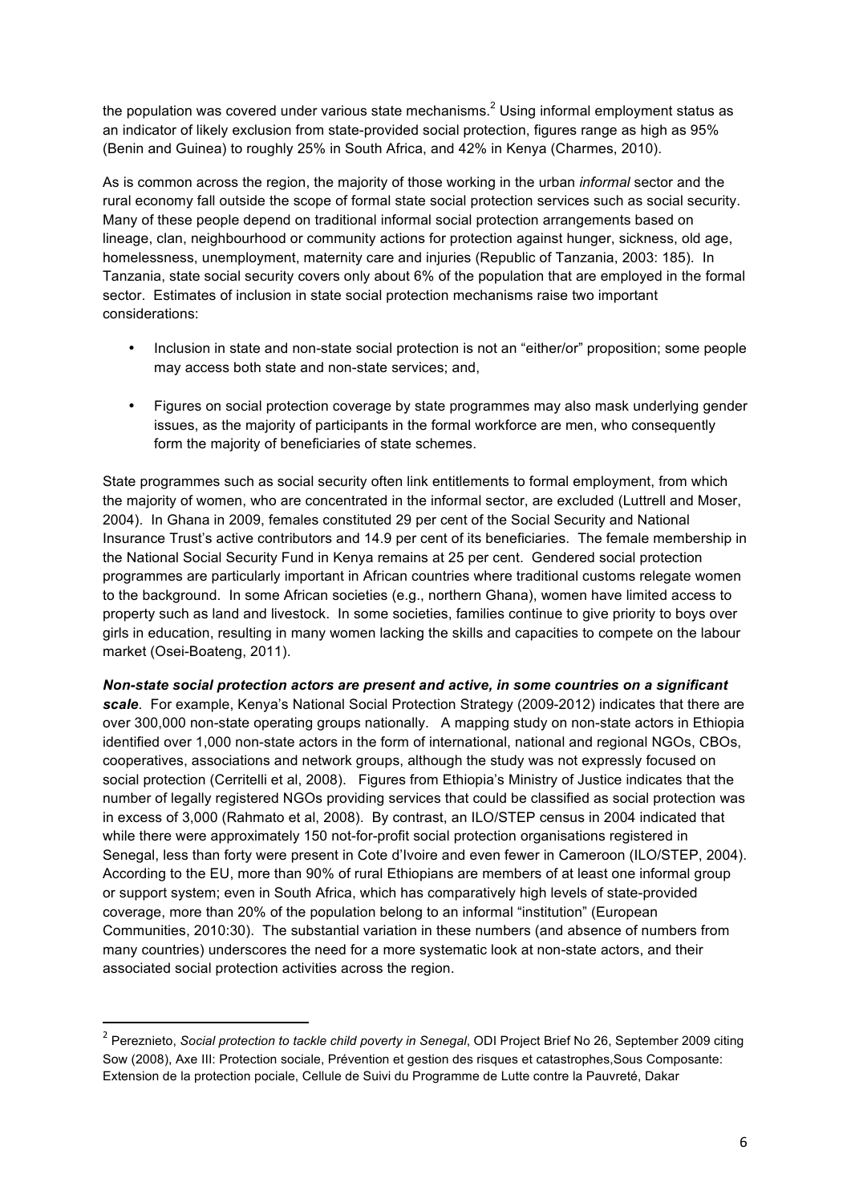the population was covered under various state mechanisms.[2] Using informal employment status as an indicator of likely exclusion from state-provided social protection, figures range as high as 95% (Benin and Guinea) to roughly 25% in South Africa, and 42% in Kenya (Charmes, 2010).

As is common across the region, the majority of those working in the urban *informal* sector and the rural economy fall outside the scope of formal state social protection services such as social security. Many of these people depend on traditional informal social protection arrangements based on lineage, clan, neighbourhood or community actions for protection against hunger, sickness, old age, homelessness, unemployment, maternity care and injuries (Republic of Tanzania, 2003: 185). In Tanzania, state social security covers only about 6% of the population that are employed in the formal sector. Estimates of inclusion in state social protection mechanisms raise two important considerations:

- Inclusion in state and non-state social protection is not an "either/or" proposition; some people may access both state and non-state services; and,
- Figures on social protection coverage by state programmes may also mask underlying gender issues, as the majority of participants in the formal workforce are men, who consequently form the majority of beneficiaries of state schemes.

State programmes such as social security often link entitlements to formal employment, from which the majority of women, who are concentrated in the informal sector, are excluded (Luttrell and Moser, 2004). In Ghana in 2009, females constituted 29 per cent of the Social Security and National Insurance Trust's active contributors and 14.9 per cent of its beneficiaries. The female membership in the National Social Security Fund in Kenya remains at 25 per cent. Gendered social protection programmes are particularly important in African countries where traditional customs relegate women to the background. In some African societies (e.g., northern Ghana), women have limited access to property such as land and livestock. In some societies, families continue to give priority to boys over girls in education, resulting in many women lacking the skills and capacities to compete on the labour market (Osei-Boateng, 2011).

***Non-state social protection actors are present and active, in some countries on a significant scale***. For example, Kenya's National Social Protection Strategy (2009-2012) indicates that there are over 300,000 non-state operating groups nationally. A mapping study on non-state actors in Ethiopia identified over 1,000 non-state actors in the form of international, national and regional NGOs, CBOs, cooperatives, associations and network groups, although the study was not expressly focused on social protection (Cerritelli et al, 2008). Figures from Ethiopia's Ministry of Justice indicates that the number of legally registered NGOs providing services that could be classified as social protection was in excess of 3,000 (Rahmato et al, 2008). By contrast, an ILO/STEP census in 2004 indicated that while there were approximately 150 not-for-profit social protection organisations registered in Senegal, less than forty were present in Cote d'Ivoire and even fewer in Cameroon (ILO/STEP, 2004). According to the EU, more than 90% of rural Ethiopians are members of at least one informal group or support system; even in South Africa, which has comparatively high levels of state-provided coverage, more than 20% of the population belong to an informal "institution" (European Communities, 2010:30). The substantial variation in these numbers (and absence of numbers from many countries) underscores the need for a more systematic look at non-state actors, and their associated social protection activities across the region.

[2] Pereznieto, *Social protection to tackle child poverty in Senegal*, ODI Project Brief No 26, September 2009 citing Sow (2008), Axe III: Protection sociale, Prévention et gestion des risques et catastrophes,Sous Composante: Extension de la protection pociale, Cellule de Suivi du Programme de Lutte contre la Pauvreté, Dakar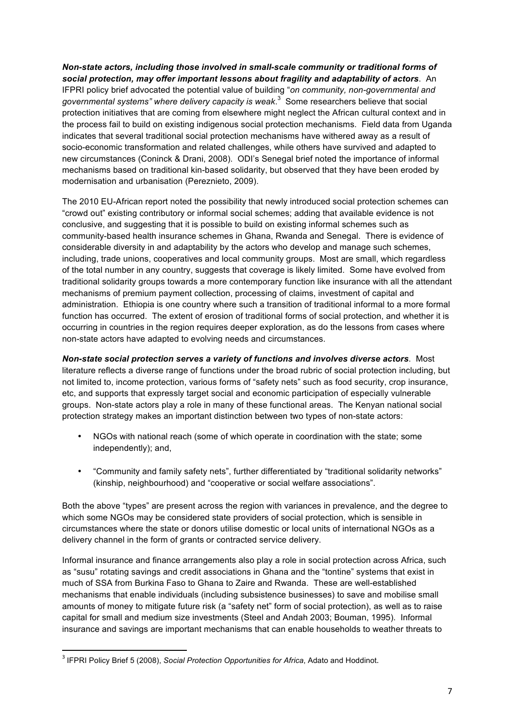***Non-state actors, including those involved in small-scale community or traditional forms of social protection, may offer important lessons about fragility and adaptability of actors***. An IFPRI policy brief advocated the potential value of building "*on community, non-governmental and governmental systems" where delivery capacity is weak*.[3] Some researchers believe that social protection initiatives that are coming from elsewhere might neglect the African cultural context and in the process fail to build on existing indigenous social protection mechanisms. Field data from Uganda indicates that several traditional social protection mechanisms have withered away as a result of socio-economic transformation and related challenges, while others have survived and adapted to new circumstances (Coninck & Drani, 2008). ODI's Senegal brief noted the importance of informal mechanisms based on traditional kin-based solidarity, but observed that they have been eroded by modernisation and urbanisation (Pereznieto, 2009).

The 2010 EU-African report noted the possibility that newly introduced social protection schemes can "crowd out" existing contributory or informal social schemes; adding that available evidence is not conclusive, and suggesting that it is possible to build on existing informal schemes such as community-based health insurance schemes in Ghana, Rwanda and Senegal. There is evidence of considerable diversity in and adaptability by the actors who develop and manage such schemes, including, trade unions, cooperatives and local community groups. Most are small, which regardless of the total number in any country, suggests that coverage is likely limited. Some have evolved from traditional solidarity groups towards a more contemporary function like insurance with all the attendant mechanisms of premium payment collection, processing of claims, investment of capital and administration. Ethiopia is one country where such a transition of traditional informal to a more formal function has occurred. The extent of erosion of traditional forms of social protection, and whether it is occurring in countries in the region requires deeper exploration, as do the lessons from cases where non-state actors have adapted to evolving needs and circumstances.

***Non-state social protection serves a variety of functions and involves diverse actors***. Most literature reflects a diverse range of functions under the broad rubric of social protection including, but not limited to, income protection, various forms of "safety nets" such as food security, crop insurance, etc, and supports that expressly target social and economic participation of especially vulnerable groups. Non-state actors play a role in many of these functional areas. The Kenyan national social protection strategy makes an important distinction between two types of non-state actors:

- NGOs with national reach (some of which operate in coordination with the state; some independently); and,
- "Community and family safety nets", further differentiated by "traditional solidarity networks" (kinship, neighbourhood) and "cooperative or social welfare associations".

Both the above "types" are present across the region with variances in prevalence, and the degree to which some NGOs may be considered state providers of social protection, which is sensible in circumstances where the state or donors utilise domestic or local units of international NGOs as a delivery channel in the form of grants or contracted service delivery.

Informal insurance and finance arrangements also play a role in social protection across Africa, such as "susu" rotating savings and credit associations in Ghana and the "tontine" systems that exist in much of SSA from Burkina Faso to Ghana to Zaire and Rwanda. These are well-established mechanisms that enable individuals (including subsistence businesses) to save and mobilise small amounts of money to mitigate future risk (a "safety net" form of social protection), as well as to raise capital for small and medium size investments (Steel and Andah 2003; Bouman, 1995). Informal insurance and savings are important mechanisms that can enable households to weather threats to

[3] IFPRI Policy Brief 5 (2008), *Social Protection Opportunities for Africa*, Adato and Hoddinot.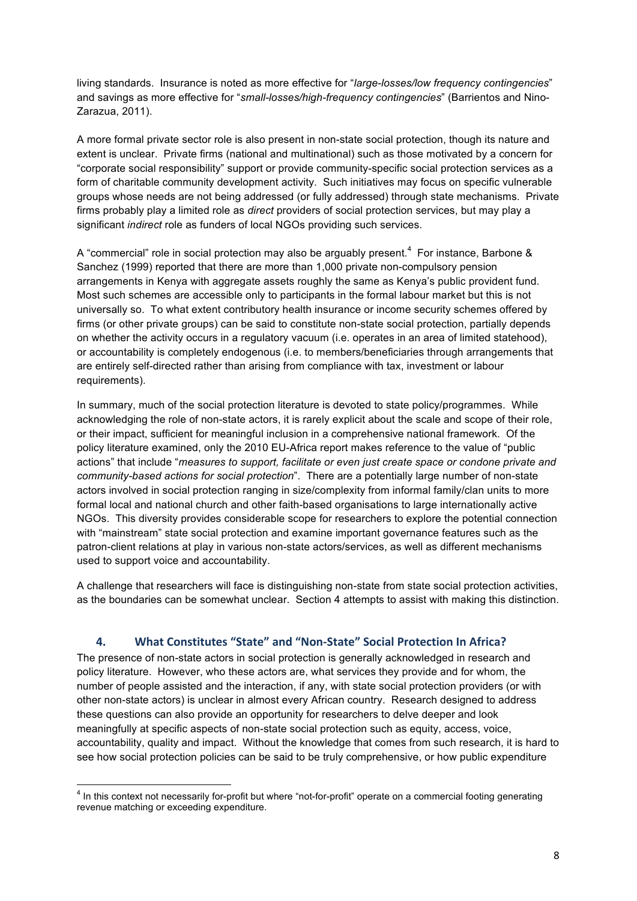living standards. Insurance is noted as more effective for "*large-losses/low frequency contingencies*" and savings as more effective for "*small-losses/high-frequency contingencies*" (Barrientos and Nino-Zarazua, 2011).

A more formal private sector role is also present in non-state social protection, though its nature and extent is unclear. Private firms (national and multinational) such as those motivated by a concern for "corporate social responsibility" support or provide community-specific social protection services as a form of charitable community development activity. Such initiatives may focus on specific vulnerable groups whose needs are not being addressed (or fully addressed) through state mechanisms. Private firms probably play a limited role as *direct* providers of social protection services, but may play a significant *indirect* role as funders of local NGOs providing such services.

A "commercial" role in social protection may also be arguably present.[4] For instance, Barbone & Sanchez (1999) reported that there are more than 1,000 private non-compulsory pension arrangements in Kenya with aggregate assets roughly the same as Kenya's public provident fund. Most such schemes are accessible only to participants in the formal labour market but this is not universally so. To what extent contributory health insurance or income security schemes offered by firms (or other private groups) can be said to constitute non-state social protection, partially depends on whether the activity occurs in a regulatory vacuum (i.e. operates in an area of limited statehood), or accountability is completely endogenous (i.e. to members/beneficiaries through arrangements that are entirely self-directed rather than arising from compliance with tax, investment or labour requirements).

In summary, much of the social protection literature is devoted to state policy/programmes. While acknowledging the role of non-state actors, it is rarely explicit about the scale and scope of their role, or their impact, sufficient for meaningful inclusion in a comprehensive national framework. Of the policy literature examined, only the 2010 EU-Africa report makes reference to the value of "public actions" that include "*measures to support, facilitate or even just create space or condone private and community-based actions for social protection*". There are a potentially large number of non-state actors involved in social protection ranging in size/complexity from informal family/clan units to more formal local and national church and other faith-based organisations to large internationally active NGOs. This diversity provides considerable scope for researchers to explore the potential connection with "mainstream" state social protection and examine important governance features such as the patron-client relations at play in various non-state actors/services, as well as different mechanisms used to support voice and accountability.

A challenge that researchers will face is distinguishing non-state from state social protection activities, as the boundaries can be somewhat unclear. Section 4 attempts to assist with making this distinction.

## 4. What Constitutes "State" and "Non-State" Social Protection In Africa?

The presence of non-state actors in social protection is generally acknowledged in research and policy literature. However, who these actors are, what services they provide and for whom, the number of people assisted and the interaction, if any, with state social protection providers (or with other non-state actors) is unclear in almost every African country. Research designed to address these questions can also provide an opportunity for researchers to delve deeper and look meaningfully at specific aspects of non-state social protection such as equity, access, voice, accountability, quality and impact. Without the knowledge that comes from such research, it is hard to see how social protection policies can be said to be truly comprehensive, or how public expenditure

[4] In this context not necessarily for-profit but where "not-for-profit" operate on a commercial footing generating revenue matching or exceeding expenditure.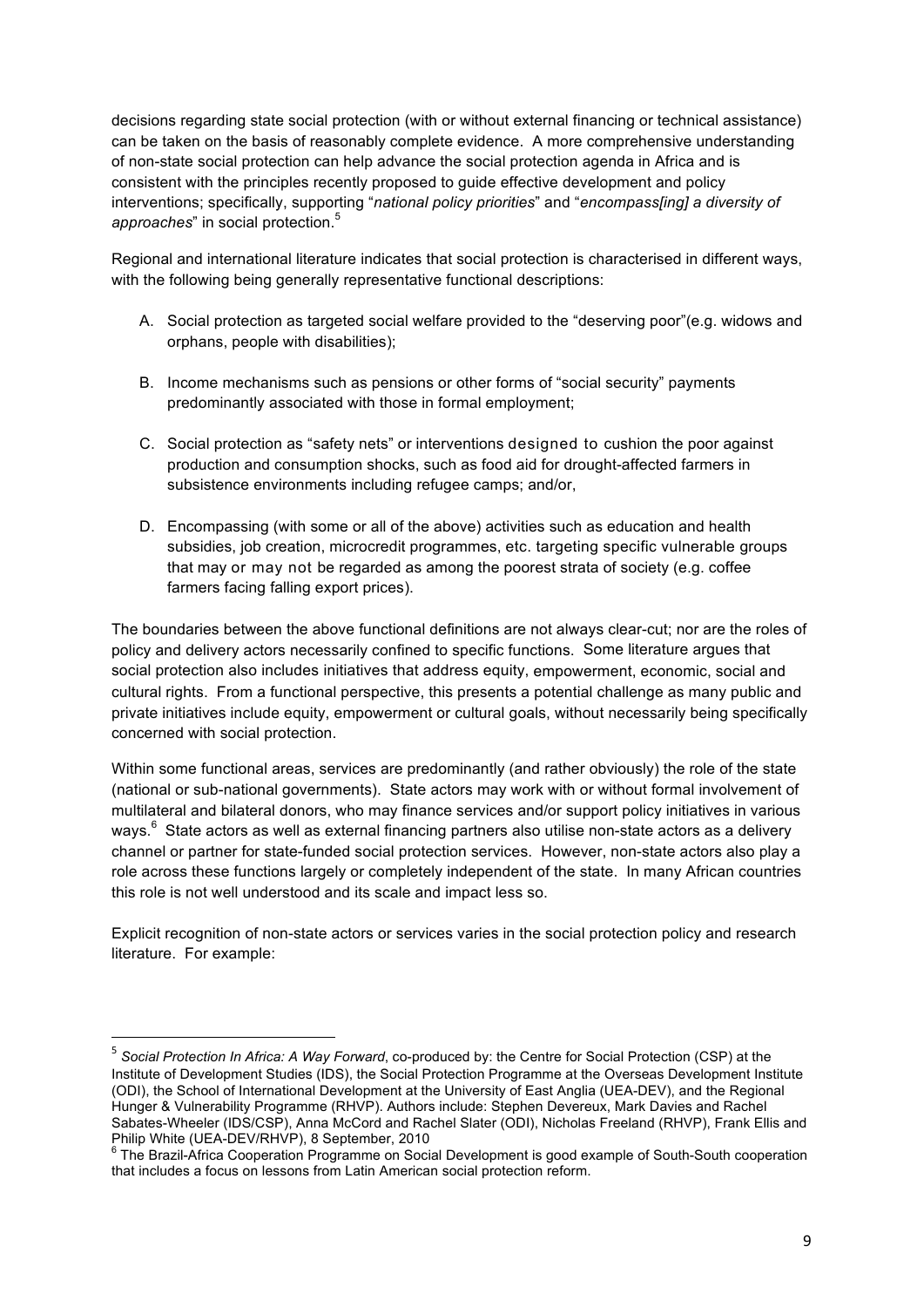decisions regarding state social protection (with or without external financing or technical assistance) can be taken on the basis of reasonably complete evidence. A more comprehensive understanding of non-state social protection can help advance the social protection agenda in Africa and is consistent with the principles recently proposed to guide effective development and policy interventions; specifically, supporting "*national policy priorities*" and "*encompass[ing] a diversity of approaches*" in social protection.[5]

Regional and international literature indicates that social protection is characterised in different ways, with the following being generally representative functional descriptions:

A. Social protection as targeted social welfare provided to the "deserving poor"(e.g. widows and orphans, people with disabilities);

B. Income mechanisms such as pensions or other forms of "social security" payments predominantly associated with those in formal employment;

C. Social protection as "safety nets" or interventions designed to cushion the poor against production and consumption shocks, such as food aid for drought-affected farmers in subsistence environments including refugee camps; and/or,

D. Encompassing (with some or all of the above) activities such as education and health subsidies, job creation, microcredit programmes, etc. targeting specific vulnerable groups that may or may not be regarded as among the poorest strata of society (e.g. coffee farmers facing falling export prices).

The boundaries between the above functional definitions are not always clear-cut; nor are the roles of policy and delivery actors necessarily confined to specific functions. Some literature argues that social protection also includes initiatives that address equity, empowerment, economic, social and cultural rights. From a functional perspective, this presents a potential challenge as many public and private initiatives include equity, empowerment or cultural goals, without necessarily being specifically concerned with social protection.

Within some functional areas, services are predominantly (and rather obviously) the role of the state (national or sub-national governments). State actors may work with or without formal involvement of multilateral and bilateral donors, who may finance services and/or support policy initiatives in various ways.[6] State actors as well as external financing partners also utilise non-state actors as a delivery channel or partner for state-funded social protection services. However, non-state actors also play a role across these functions largely or completely independent of the state. In many African countries this role is not well understood and its scale and impact less so.

Explicit recognition of non-state actors or services varies in the social protection policy and research literature. For example:

---

[5] *Social Protection In Africa: A Way Forward,* co-produced by: the Centre for Social Protection (CSP) at the Institute of Development Studies (IDS), the Social Protection Programme at the Overseas Development Institute (ODI), the School of International Development at the University of East Anglia (UEA-DEV), and the Regional Hunger & Vulnerability Programme (RHVP). Authors include: Stephen Devereux, Mark Davies and Rachel Sabates-Wheeler (IDS/CSP), Anna McCord and Rachel Slater (ODI), Nicholas Freeland (RHVP), Frank Ellis and Philip White (UEA-DEV/RHVP), 8 September, 2010

[6] The Brazil-Africa Cooperation Programme on Social Development is good example of South-South cooperation that includes a focus on lessons from Latin American social protection reform.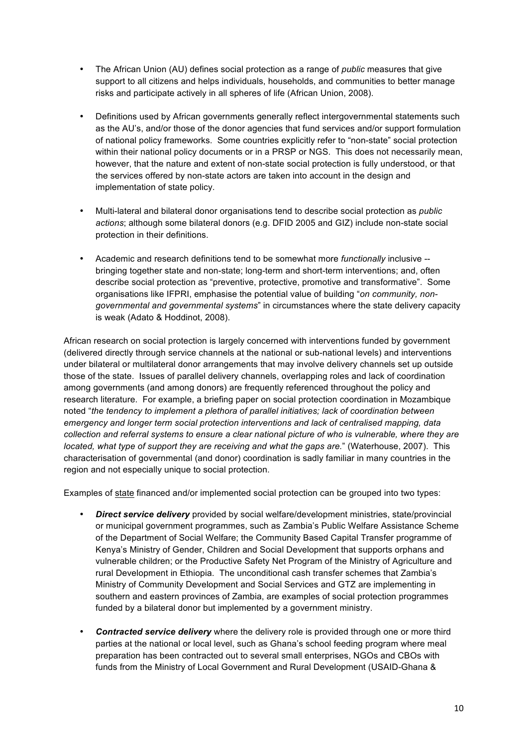- The African Union (AU) defines social protection as a range of *public* measures that give support to all citizens and helps individuals, households, and communities to better manage risks and participate actively in all spheres of life (African Union, 2008).

- Definitions used by African governments generally reflect intergovernmental statements such as the AU's, and/or those of the donor agencies that fund services and/or support formulation of national policy frameworks. Some countries explicitly refer to "non-state" social protection within their national policy documents or in a PRSP or NGS. This does not necessarily mean, however, that the nature and extent of non-state social protection is fully understood, or that the services offered by non-state actors are taken into account in the design and implementation of state policy.

- Multi-lateral and bilateral donor organisations tend to describe social protection as *public actions*; although some bilateral donors (e.g. DFID 2005 and GIZ) include non-state social protection in their definitions.

- Academic and research definitions tend to be somewhat more *functionally* inclusive -- bringing together state and non-state; long-term and short-term interventions; and, often describe social protection as "preventive, protective, promotive and transformative". Some organisations like IFPRI, emphasise the potential value of building "*on community, non-governmental and governmental systems*" in circumstances where the state delivery capacity is weak (Adato & Hoddinot, 2008).

African research on social protection is largely concerned with interventions funded by government (delivered directly through service channels at the national or sub-national levels) and interventions under bilateral or multilateral donor arrangements that may involve delivery channels set up outside those of the state. Issues of parallel delivery channels, overlapping roles and lack of coordination among governments (and among donors) are frequently referenced throughout the policy and research literature. For example, a briefing paper on social protection coordination in Mozambique noted "*the tendency to implement a plethora of parallel initiatives; lack of coordination between emergency and longer term social protection interventions and lack of centralised mapping, data collection and referral systems to ensure a clear national picture of who is vulnerable, where they are located, what type of support they are receiving and what the gaps are.*" (Waterhouse, 2007). This characterisation of governmental (and donor) coordination is sadly familiar in many countries in the region and not especially unique to social protection.

Examples of state financed and/or implemented social protection can be grouped into two types:

- ***Direct service delivery*** provided by social welfare/development ministries, state/provincial or municipal government programmes, such as Zambia's Public Welfare Assistance Scheme of the Department of Social Welfare; the Community Based Capital Transfer programme of Kenya's Ministry of Gender, Children and Social Development that supports orphans and vulnerable children; or the Productive Safety Net Program of the Ministry of Agriculture and rural Development in Ethiopia. The unconditional cash transfer schemes that Zambia's Ministry of Community Development and Social Services and GTZ are implementing in southern and eastern provinces of Zambia, are examples of social protection programmes funded by a bilateral donor but implemented by a government ministry.

- ***Contracted service delivery*** where the delivery role is provided through one or more third parties at the national or local level, such as Ghana's school feeding program where meal preparation has been contracted out to several small enterprises, NGOs and CBOs with funds from the Ministry of Local Government and Rural Development (USAID-Ghana &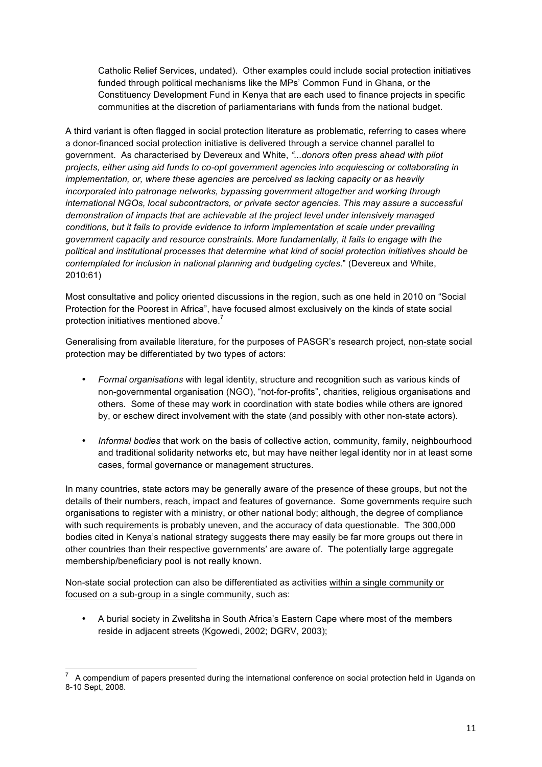Catholic Relief Services, undated). Other examples could include social protection initiatives funded through political mechanisms like the MPs' Common Fund in Ghana, or the Constituency Development Fund in Kenya that are each used to finance projects in specific communities at the discretion of parliamentarians with funds from the national budget.

A third variant is often flagged in social protection literature as problematic, referring to cases where a donor-financed social protection initiative is delivered through a service channel parallel to government. As characterised by Devereux and White, *"...donors often press ahead with pilot projects, either using aid funds to co-opt government agencies into acquiescing or collaborating in implementation, or, where these agencies are perceived as lacking capacity or as heavily incorporated into patronage networks, bypassing government altogether and working through international NGOs, local subcontractors, or private sector agencies. This may assure a successful demonstration of impacts that are achievable at the project level under intensively managed conditions, but it fails to provide evidence to inform implementation at scale under prevailing government capacity and resource constraints. More fundamentally, it fails to engage with the political and institutional processes that determine what kind of social protection initiatives should be contemplated for inclusion in national planning and budgeting cycles.*" (Devereux and White, 2010:61)

Most consultative and policy oriented discussions in the region, such as one held in 2010 on "Social Protection for the Poorest in Africa", have focused almost exclusively on the kinds of state social protection initiatives mentioned above.[7]

Generalising from available literature, for the purposes of PASGR's research project, <u>non-state</u> social protection may be differentiated by two types of actors:

- *Formal organisations* with legal identity, structure and recognition such as various kinds of non-governmental organisation (NGO), "not-for-profits", charities, religious organisations and others. Some of these may work in coordination with state bodies while others are ignored by, or eschew direct involvement with the state (and possibly with other non-state actors).

- *Informal bodies* that work on the basis of collective action, community, family, neighbourhood and traditional solidarity networks etc, but may have neither legal identity nor in at least some cases, formal governance or management structures.

In many countries, state actors may be generally aware of the presence of these groups, but not the details of their numbers, reach, impact and features of governance. Some governments require such organisations to register with a ministry, or other national body; although, the degree of compliance with such requirements is probably uneven, and the accuracy of data questionable. The 300,000 bodies cited in Kenya's national strategy suggests there may easily be far more groups out there in other countries than their respective governments' are aware of. The potentially large aggregate membership/beneficiary pool is not really known.

Non-state social protection can also be differentiated as activities <u>within a single community or focused on a sub-group in a single community</u>, such as:

- A burial society in Zwelitsha in South Africa's Eastern Cape where most of the members reside in adjacent streets (Kgowedi, 2002; DGRV, 2003);

---

[7] A compendium of papers presented during the international conference on social protection held in Uganda on 8-10 Sept, 2008.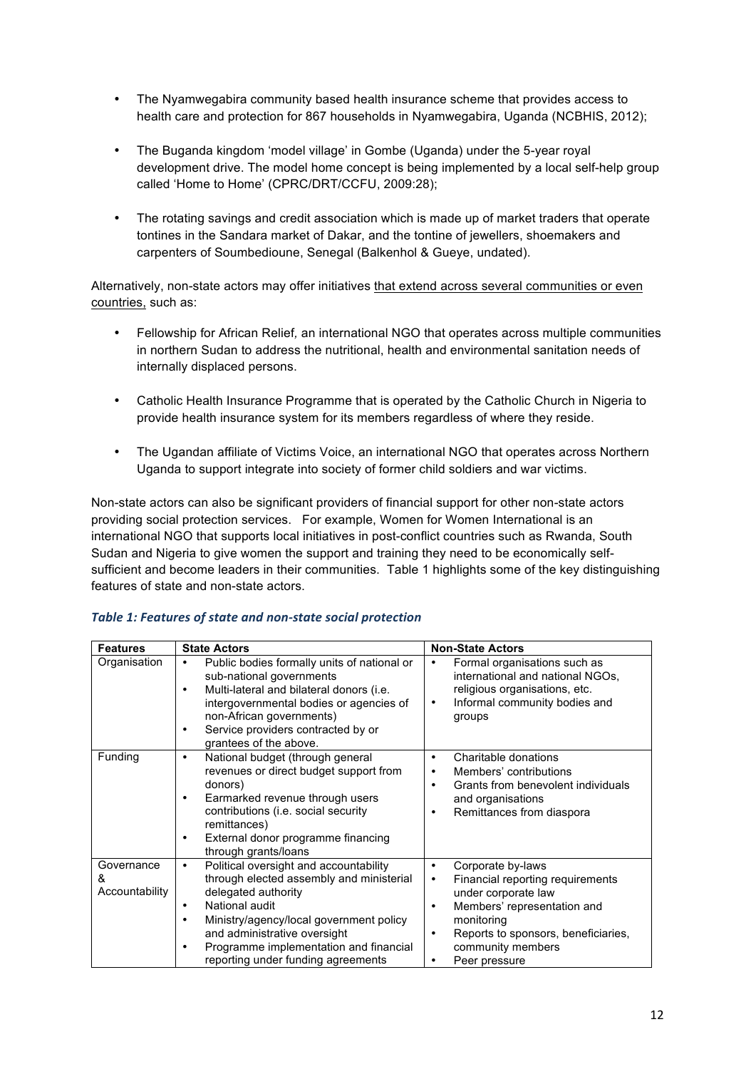- The Nyamwegabira community based health insurance scheme that provides access to health care and protection for 867 households in Nyamwegabira, Uganda (NCBHIS, 2012);

- The Buganda kingdom 'model village' in Gombe (Uganda) under the 5-year royal development drive. The model home concept is being implemented by a local self-help group called 'Home to Home' (CPRC/DRT/CCFU, 2009:28);

- The rotating savings and credit association which is made up of market traders that operate tontines in the Sandara market of Dakar, and the tontine of jewellers, shoemakers and carpenters of Soumbedioune, Senegal (Balkenhol & Gueye, undated).

Alternatively, non-state actors may offer initiatives <u>that extend across several communities or even countries,</u> such as:

- Fellowship for African Relief, an international NGO that operates across multiple communities in northern Sudan to address the nutritional, health and environmental sanitation needs of internally displaced persons.

- Catholic Health Insurance Programme that is operated by the Catholic Church in Nigeria to provide health insurance system for its members regardless of where they reside.

- The Ugandan affiliate of Victims Voice, an international NGO that operates across Northern Uganda to support integrate into society of former child soldiers and war victims.

Non-state actors can also be significant providers of financial support for other non-state actors providing social protection services. For example, Women for Women International is an international NGO that supports local initiatives in post-conflict countries such as Rwanda, South Sudan and Nigeria to give women the support and training they need to be economically self-sufficient and become leaders in their communities. Table 1 highlights some of the key distinguishing features of state and non-state actors.

***Table 1: Features of state and non-state social protection***

| Features | State Actors | Non-State Actors |
|---|---|---|
| Organisation | • Public bodies formally units of national or sub-national governments<br>• Multi-lateral and bilateral donors (i.e. intergovernmental bodies or agencies of non-African governments)<br>• Service providers contracted by or grantees of the above. | • Formal organisations such as international and national NGOs, religious organisations, etc.<br>• Informal community bodies and groups |
| Funding | • National budget (through general revenues or direct budget support from donors)<br>• Earmarked revenue through users contributions (i.e. social security remittances)<br>• External donor programme financing through grants/loans | • Charitable donations<br>• Members' contributions<br>• Grants from benevolent individuals and organisations<br>• Remittances from diaspora |
| Governance & Accountability | • Political oversight and accountability through elected assembly and ministerial delegated authority<br>• National audit<br>• Ministry/agency/local government policy and administrative oversight<br>• Programme implementation and financial reporting under funding agreements | • Corporate by-laws<br>• Financial reporting requirements under corporate law<br>• Members' representation and monitoring<br>• Reports to sponsors, beneficiaries, community members<br>• Peer pressure |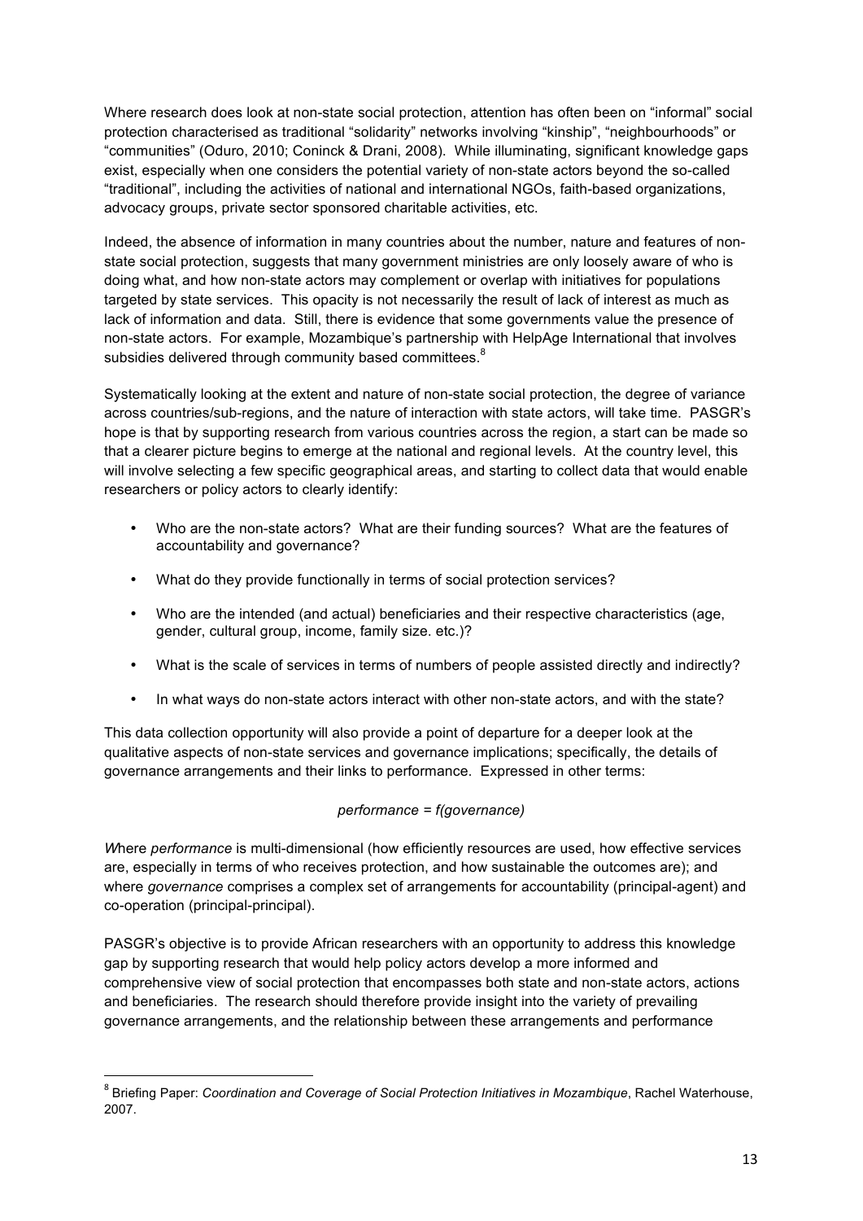Where research does look at non-state social protection, attention has often been on "informal" social protection characterised as traditional "solidarity" networks involving "kinship", "neighbourhoods" or "communities" (Oduro, 2010; Coninck & Drani, 2008). While illuminating, significant knowledge gaps exist, especially when one considers the potential variety of non-state actors beyond the so-called "traditional", including the activities of national and international NGOs, faith-based organizations, advocacy groups, private sector sponsored charitable activities, etc.

Indeed, the absence of information in many countries about the number, nature and features of non-state social protection, suggests that many government ministries are only loosely aware of who is doing what, and how non-state actors may complement or overlap with initiatives for populations targeted by state services. This opacity is not necessarily the result of lack of interest as much as lack of information and data. Still, there is evidence that some governments value the presence of non-state actors. For example, Mozambique's partnership with HelpAge International that involves subsidies delivered through community based committees.[8]

Systematically looking at the extent and nature of non-state social protection, the degree of variance across countries/sub-regions, and the nature of interaction with state actors, will take time. PASGR's hope is that by supporting research from various countries across the region, a start can be made so that a clearer picture begins to emerge at the national and regional levels. At the country level, this will involve selecting a few specific geographical areas, and starting to collect data that would enable researchers or policy actors to clearly identify:

- Who are the non-state actors? What are their funding sources? What are the features of accountability and governance?
- What do they provide functionally in terms of social protection services?
- Who are the intended (and actual) beneficiaries and their respective characteristics (age, gender, cultural group, income, family size. etc.)?
- What is the scale of services in terms of numbers of people assisted directly and indirectly?
- In what ways do non-state actors interact with other non-state actors, and with the state?

This data collection opportunity will also provide a point of departure for a deeper look at the qualitative aspects of non-state services and governance implications; specifically, the details of governance arrangements and their links to performance. Expressed in other terms:

*performance = f(governance)*

*W*here *performance* is multi-dimensional (how efficiently resources are used, how effective services are, especially in terms of who receives protection, and how sustainable the outcomes are); and where *governance* comprises a complex set of arrangements for accountability (principal-agent) and co-operation (principal-principal).

PASGR's objective is to provide African researchers with an opportunity to address this knowledge gap by supporting research that would help policy actors develop a more informed and comprehensive view of social protection that encompasses both state and non-state actors, actions and beneficiaries. The research should therefore provide insight into the variety of prevailing governance arrangements, and the relationship between these arrangements and performance

---

[8] Briefing Paper: *Coordination and Coverage of Social Protection Initiatives in Mozambique*, Rachel Waterhouse, 2007.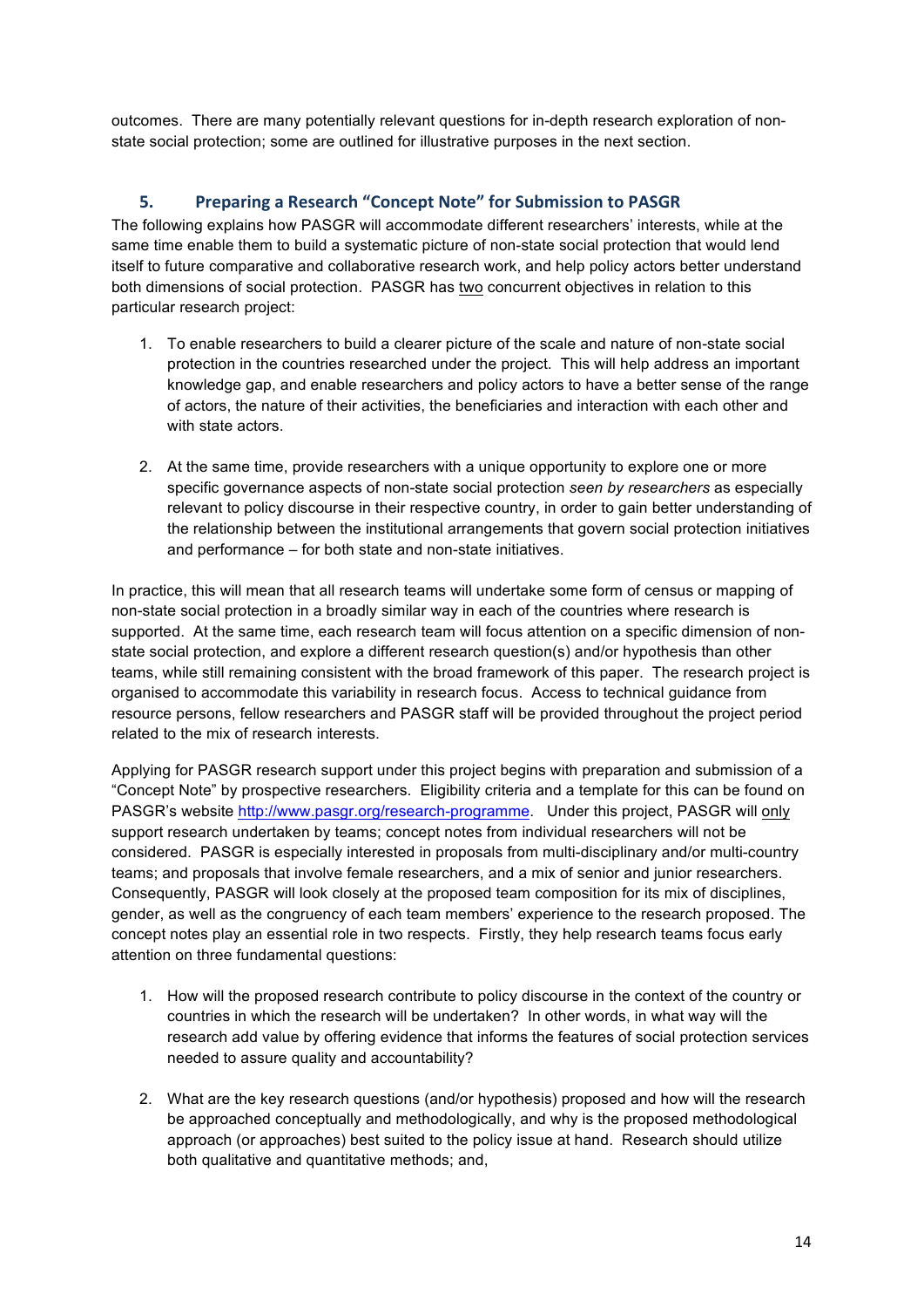outcomes. There are many potentially relevant questions for in-depth research exploration of non-state social protection; some are outlined for illustrative purposes in the next section.

## 5. Preparing a Research "Concept Note" for Submission to PASGR

The following explains how PASGR will accommodate different researchers' interests, while at the same time enable them to build a systematic picture of non-state social protection that would lend itself to future comparative and collaborative research work, and help policy actors better understand both dimensions of social protection. PASGR has two concurrent objectives in relation to this particular research project:

1. To enable researchers to build a clearer picture of the scale and nature of non-state social protection in the countries researched under the project. This will help address an important knowledge gap, and enable researchers and policy actors to have a better sense of the range of actors, the nature of their activities, the beneficiaries and interaction with each other and with state actors.

2. At the same time, provide researchers with a unique opportunity to explore one or more specific governance aspects of non-state social protection *seen by researchers* as especially relevant to policy discourse in their respective country, in order to gain better understanding of the relationship between the institutional arrangements that govern social protection initiatives and performance – for both state and non-state initiatives.

In practice, this will mean that all research teams will undertake some form of census or mapping of non-state social protection in a broadly similar way in each of the countries where research is supported. At the same time, each research team will focus attention on a specific dimension of non-state social protection, and explore a different research question(s) and/or hypothesis than other teams, while still remaining consistent with the broad framework of this paper. The research project is organised to accommodate this variability in research focus. Access to technical guidance from resource persons, fellow researchers and PASGR staff will be provided throughout the project period related to the mix of research interests.

Applying for PASGR research support under this project begins with preparation and submission of a "Concept Note" by prospective researchers. Eligibility criteria and a template for this can be found on PASGR's website http://www.pasgr.org/research-programme. Under this project, PASGR will only support research undertaken by teams; concept notes from individual researchers will not be considered. PASGR is especially interested in proposals from multi-disciplinary and/or multi-country teams; and proposals that involve female researchers, and a mix of senior and junior researchers. Consequently, PASGR will look closely at the proposed team composition for its mix of disciplines, gender, as well as the congruency of each team members' experience to the research proposed. The concept notes play an essential role in two respects. Firstly, they help research teams focus early attention on three fundamental questions:

1. How will the proposed research contribute to policy discourse in the context of the country or countries in which the research will be undertaken? In other words, in what way will the research add value by offering evidence that informs the features of social protection services needed to assure quality and accountability?

2. What are the key research questions (and/or hypothesis) proposed and how will the research be approached conceptually and methodologically, and why is the proposed methodological approach (or approaches) best suited to the policy issue at hand. Research should utilize both qualitative and quantitative methods; and,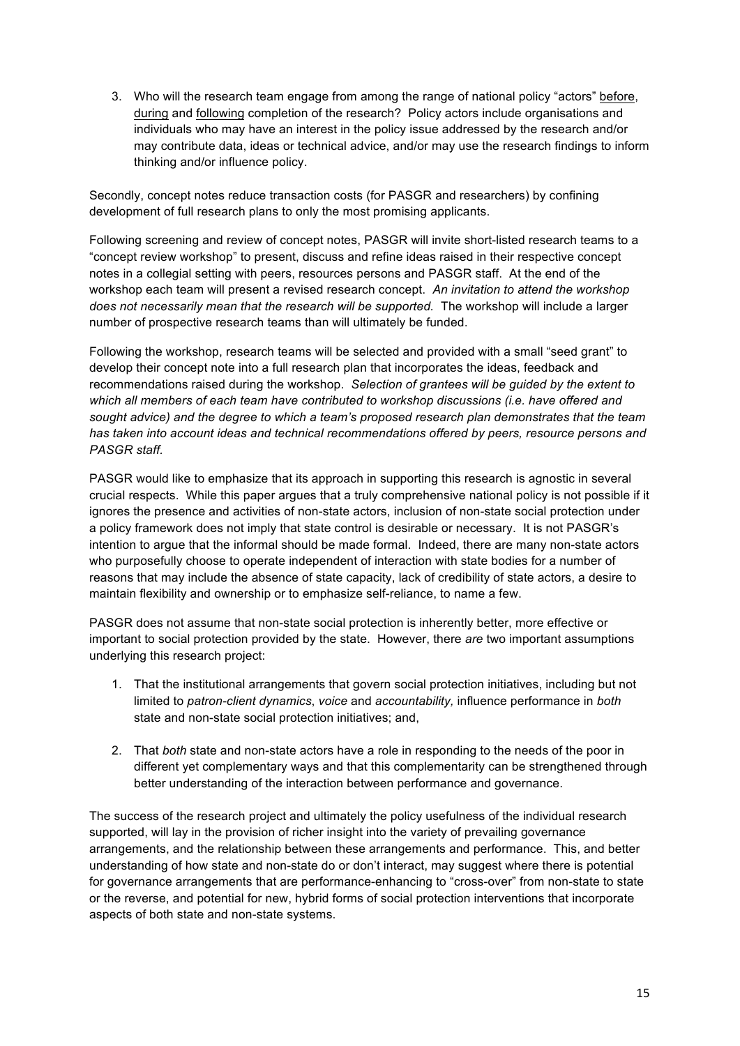3. Who will the research team engage from among the range of national policy "actors" before, during and following completion of the research? Policy actors include organisations and individuals who may have an interest in the policy issue addressed by the research and/or may contribute data, ideas or technical advice, and/or may use the research findings to inform thinking and/or influence policy.

Secondly, concept notes reduce transaction costs (for PASGR and researchers) by confining development of full research plans to only the most promising applicants.

Following screening and review of concept notes, PASGR will invite short-listed research teams to a "concept review workshop" to present, discuss and refine ideas raised in their respective concept notes in a collegial setting with peers, resources persons and PASGR staff. At the end of the workshop each team will present a revised research concept. *An invitation to attend the workshop does not necessarily mean that the research will be supported.* The workshop will include a larger number of prospective research teams than will ultimately be funded.

Following the workshop, research teams will be selected and provided with a small "seed grant" to develop their concept note into a full research plan that incorporates the ideas, feedback and recommendations raised during the workshop. *Selection of grantees will be guided by the extent to which all members of each team have contributed to workshop discussions (i.e. have offered and sought advice) and the degree to which a team's proposed research plan demonstrates that the team has taken into account ideas and technical recommendations offered by peers, resource persons and PASGR staff.*

PASGR would like to emphasize that its approach in supporting this research is agnostic in several crucial respects. While this paper argues that a truly comprehensive national policy is not possible if it ignores the presence and activities of non-state actors, inclusion of non-state social protection under a policy framework does not imply that state control is desirable or necessary. It is not PASGR's intention to argue that the informal should be made formal. Indeed, there are many non-state actors who purposefully choose to operate independent of interaction with state bodies for a number of reasons that may include the absence of state capacity, lack of credibility of state actors, a desire to maintain flexibility and ownership or to emphasize self-reliance, to name a few.

PASGR does not assume that non-state social protection is inherently better, more effective or important to social protection provided by the state. However, there *are* two important assumptions underlying this research project:

1. That the institutional arrangements that govern social protection initiatives, including but not limited to *patron-client dynamics*, *voice* and *accountability,* influence performance in *both* state and non-state social protection initiatives; and,

2. That *both* state and non-state actors have a role in responding to the needs of the poor in different yet complementary ways and that this complementarity can be strengthened through better understanding of the interaction between performance and governance.

The success of the research project and ultimately the policy usefulness of the individual research supported, will lay in the provision of richer insight into the variety of prevailing governance arrangements, and the relationship between these arrangements and performance. This, and better understanding of how state and non-state do or don't interact, may suggest where there is potential for governance arrangements that are performance-enhancing to "cross-over" from non-state to state or the reverse, and potential for new, hybrid forms of social protection interventions that incorporate aspects of both state and non-state systems.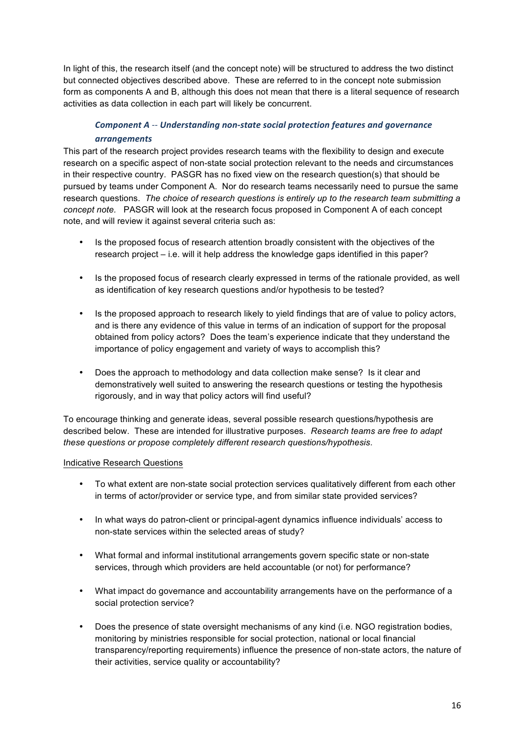In light of this, the research itself (and the concept note) will be structured to address the two distinct but connected objectives described above. These are referred to in the concept note submission form as components A and B, although this does not mean that there is a literal sequence of research activities as data collection in each part will likely be concurrent.

### *Component A -- Understanding non-state social protection features and governance arrangements*

This part of the research project provides research teams with the flexibility to design and execute research on a specific aspect of non-state social protection relevant to the needs and circumstances in their respective country. PASGR has no fixed view on the research question(s) that should be pursued by teams under Component A. Nor do research teams necessarily need to pursue the same research questions. *The choice of research questions is entirely up to the research team submitting a concept note.* PASGR will look at the research focus proposed in Component A of each concept note, and will review it against several criteria such as:

- Is the proposed focus of research attention broadly consistent with the objectives of the research project – i.e. will it help address the knowledge gaps identified in this paper?
- Is the proposed focus of research clearly expressed in terms of the rationale provided, as well as identification of key research questions and/or hypothesis to be tested?
- Is the proposed approach to research likely to yield findings that are of value to policy actors, and is there any evidence of this value in terms of an indication of support for the proposal obtained from policy actors? Does the team's experience indicate that they understand the importance of policy engagement and variety of ways to accomplish this?
- Does the approach to methodology and data collection make sense? Is it clear and demonstratively well suited to answering the research questions or testing the hypothesis rigorously, and in way that policy actors will find useful?

To encourage thinking and generate ideas, several possible research questions/hypothesis are described below. These are intended for illustrative purposes. *Research teams are free to adapt these questions or propose completely different research questions/hypothesis*.

Indicative Research Questions

- To what extent are non-state social protection services qualitatively different from each other in terms of actor/provider or service type, and from similar state provided services?
- In what ways do patron-client or principal-agent dynamics influence individuals' access to non-state services within the selected areas of study?
- What formal and informal institutional arrangements govern specific state or non-state services, through which providers are held accountable (or not) for performance?
- What impact do governance and accountability arrangements have on the performance of a social protection service?
- Does the presence of state oversight mechanisms of any kind (i.e. NGO registration bodies, monitoring by ministries responsible for social protection, national or local financial transparency/reporting requirements) influence the presence of non-state actors, the nature of their activities, service quality or accountability?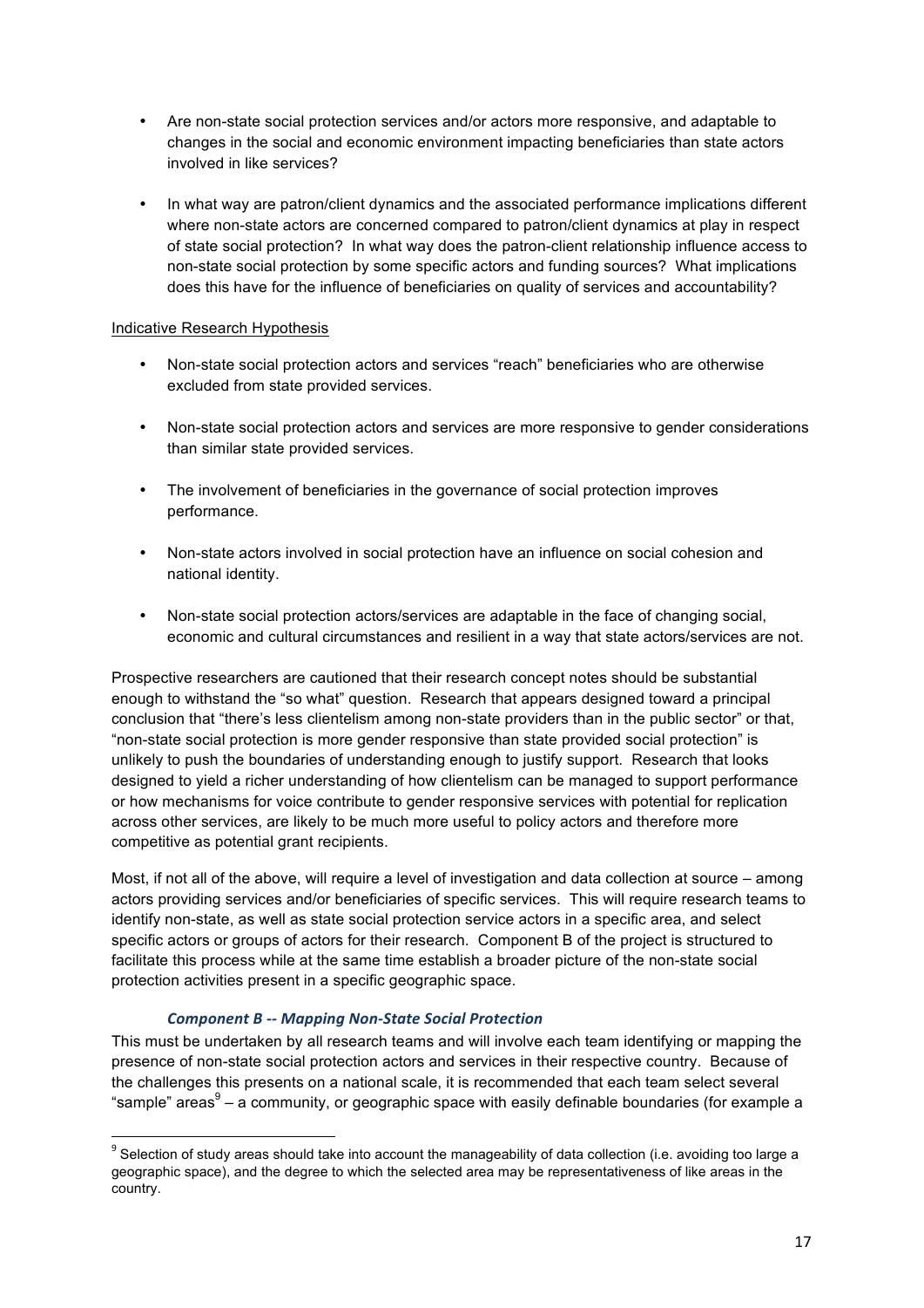- Are non-state social protection services and/or actors more responsive, and adaptable to changes in the social and economic environment impacting beneficiaries than state actors involved in like services?

- In what way are patron/client dynamics and the associated performance implications different where non-state actors are concerned compared to patron/client dynamics at play in respect of state social protection? In what way does the patron-client relationship influence access to non-state social protection by some specific actors and funding sources? What implications does this have for the influence of beneficiaries on quality of services and accountability?

<u>Indicative Research Hypothesis</u>

- Non-state social protection actors and services "reach" beneficiaries who are otherwise excluded from state provided services.

- Non-state social protection actors and services are more responsive to gender considerations than similar state provided services.

- The involvement of beneficiaries in the governance of social protection improves performance.

- Non-state actors involved in social protection have an influence on social cohesion and national identity.

- Non-state social protection actors/services are adaptable in the face of changing social, economic and cultural circumstances and resilient in a way that state actors/services are not.

Prospective researchers are cautioned that their research concept notes should be substantial enough to withstand the "so what" question. Research that appears designed toward a principal conclusion that "there's less clientelism among non-state providers than in the public sector" or that, "non-state social protection is more gender responsive than state provided social protection" is unlikely to push the boundaries of understanding enough to justify support. Research that looks designed to yield a richer understanding of how clientelism can be managed to support performance or how mechanisms for voice contribute to gender responsive services with potential for replication across other services, are likely to be much more useful to policy actors and therefore more competitive as potential grant recipients.

Most, if not all of the above, will require a level of investigation and data collection at source – among actors providing services and/or beneficiaries of specific services. This will require research teams to identify non-state, as well as state social protection service actors in a specific area, and select specific actors or groups of actors for their research. Component B of the project is structured to facilitate this process while at the same time establish a broader picture of the non-state social protection activities present in a specific geographic space.

#### *Component B -- Mapping Non-State Social Protection*

This must be undertaken by all research teams and will involve each team identifying or mapping the presence of non-state social protection actors and services in their respective country. Because of the challenges this presents on a national scale, it is recommended that each team select several "sample" areas[9] – a community, or geographic space with easily definable boundaries (for example a

[9] Selection of study areas should take into account the manageability of data collection (i.e. avoiding too large a geographic space), and the degree to which the selected area may be representativeness of like areas in the country.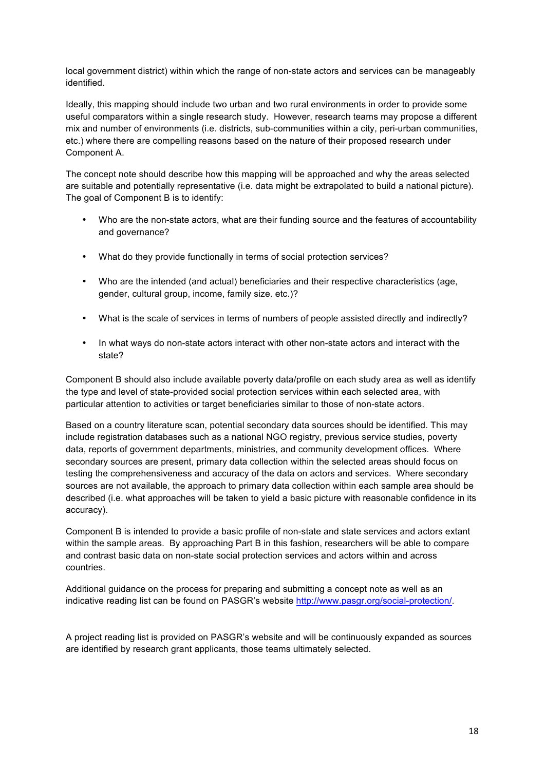local government district) within which the range of non-state actors and services can be manageably identified.

Ideally, this mapping should include two urban and two rural environments in order to provide some useful comparators within a single research study. However, research teams may propose a different mix and number of environments (i.e. districts, sub-communities within a city, peri-urban communities, etc.) where there are compelling reasons based on the nature of their proposed research under Component A.

The concept note should describe how this mapping will be approached and why the areas selected are suitable and potentially representative (i.e. data might be extrapolated to build a national picture). The goal of Component B is to identify:

- Who are the non-state actors, what are their funding source and the features of accountability and governance?
- What do they provide functionally in terms of social protection services?
- Who are the intended (and actual) beneficiaries and their respective characteristics (age, gender, cultural group, income, family size. etc.)?
- What is the scale of services in terms of numbers of people assisted directly and indirectly?
- In what ways do non-state actors interact with other non-state actors and interact with the state?

Component B should also include available poverty data/profile on each study area as well as identify the type and level of state-provided social protection services within each selected area, with particular attention to activities or target beneficiaries similar to those of non-state actors.

Based on a country literature scan, potential secondary data sources should be identified. This may include registration databases such as a national NGO registry, previous service studies, poverty data, reports of government departments, ministries, and community development offices. Where secondary sources are present, primary data collection within the selected areas should focus on testing the comprehensiveness and accuracy of the data on actors and services. Where secondary sources are not available, the approach to primary data collection within each sample area should be described (i.e. what approaches will be taken to yield a basic picture with reasonable confidence in its accuracy).

Component B is intended to provide a basic profile of non-state and state services and actors extant within the sample areas. By approaching Part B in this fashion, researchers will be able to compare and contrast basic data on non-state social protection services and actors within and across countries.

Additional guidance on the process for preparing and submitting a concept note as well as an indicative reading list can be found on PASGR's website http://www.pasgr.org/social-protection/.

A project reading list is provided on PASGR's website and will be continuously expanded as sources are identified by research grant applicants, those teams ultimately selected.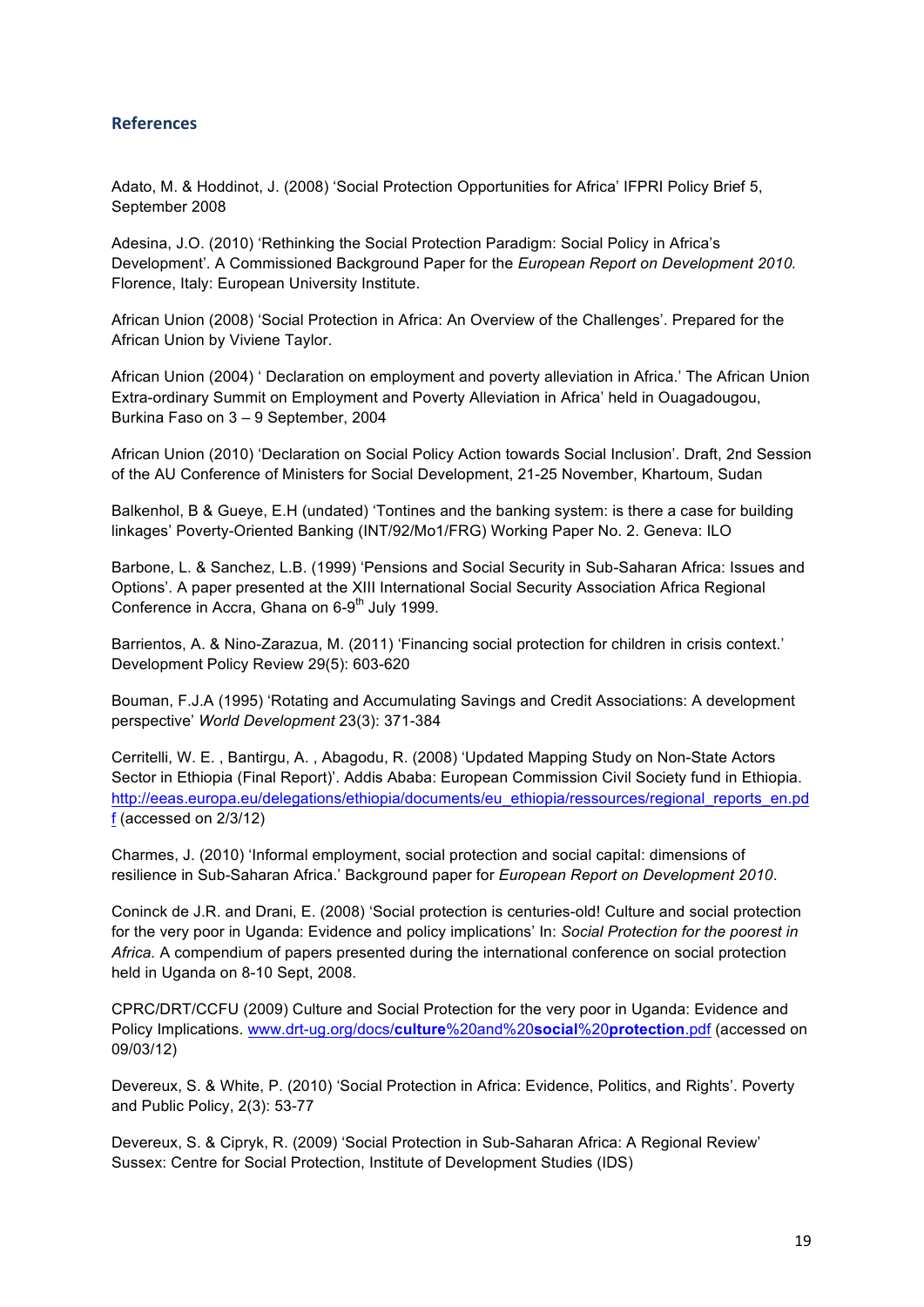## References

Adato, M. & Hoddinot, J. (2008) 'Social Protection Opportunities for Africa' IFPRI Policy Brief 5, September 2008

Adesina, J.O. (2010) 'Rethinking the Social Protection Paradigm: Social Policy in Africa's Development'. A Commissioned Background Paper for the *European Report on Development 2010.* Florence, Italy: European University Institute.

African Union (2008) 'Social Protection in Africa: An Overview of the Challenges'. Prepared for the African Union by Viviene Taylor.

African Union (2004) ' Declaration on employment and poverty alleviation in Africa.' The African Union Extra-ordinary Summit on Employment and Poverty Alleviation in Africa' held in Ouagadougou, Burkina Faso on 3 – 9 September, 2004

African Union (2010) 'Declaration on Social Policy Action towards Social Inclusion'. Draft, 2nd Session of the AU Conference of Ministers for Social Development, 21-25 November, Khartoum, Sudan

Balkenhol, B & Gueye, E.H (undated) 'Tontines and the banking system: is there a case for building linkages' Poverty-Oriented Banking (INT/92/Mo1/FRG) Working Paper No. 2. Geneva: ILO

Barbone, L. & Sanchez, L.B. (1999) 'Pensions and Social Security in Sub-Saharan Africa: Issues and Options'. A paper presented at the XIII International Social Security Association Africa Regional Conference in Accra, Ghana on 6-9th July 1999.

Barrientos, A. & Nino-Zarazua, M. (2011) 'Financing social protection for children in crisis context.' Development Policy Review 29(5): 603-620

Bouman, F.J.A (1995) 'Rotating and Accumulating Savings and Credit Associations: A development perspective' *World Development* 23(3): 371-384

Cerritelli, W. E. , Bantirgu, A. , Abagodu, R. (2008) 'Updated Mapping Study on Non-State Actors Sector in Ethiopia (Final Report)'. Addis Ababa: European Commission Civil Society fund in Ethiopia. http://eeas.europa.eu/delegations/ethiopia/documents/eu_ethiopia/ressources/regional_reports_en.pdf (accessed on 2/3/12)

Charmes, J. (2010) 'Informal employment, social protection and social capital: dimensions of resilience in Sub-Saharan Africa.' Background paper for *European Report on Development 2010*.

Coninck de J.R. and Drani, E. (2008) 'Social protection is centuries-old! Culture and social protection for the very poor in Uganda: Evidence and policy implications' In: *Social Protection for the poorest in Africa.* A compendium of papers presented during the international conference on social protection held in Uganda on 8-10 Sept, 2008.

CPRC/DRT/CCFU (2009) Culture and Social Protection for the very poor in Uganda: Evidence and Policy Implications. www.drt-ug.org/docs/**culture**%20and%20**social**%20**protection**.pdf (accessed on 09/03/12)

Devereux, S. & White, P. (2010) 'Social Protection in Africa: Evidence, Politics, and Rights'. Poverty and Public Policy, 2(3): 53-77

Devereux, S. & Cipryk, R. (2009) 'Social Protection in Sub-Saharan Africa: A Regional Review' Sussex: Centre for Social Protection, Institute of Development Studies (IDS)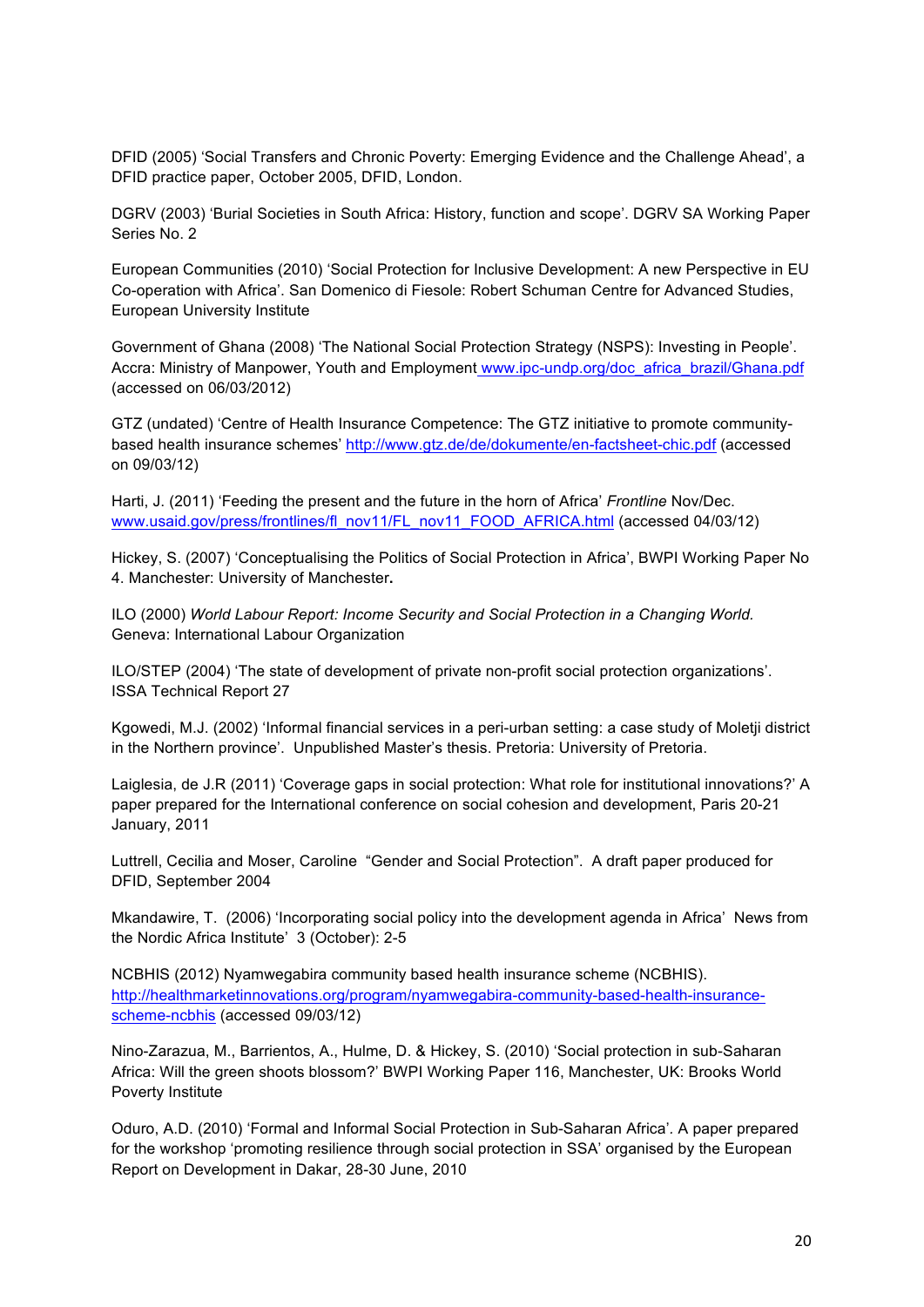DFID (2005) 'Social Transfers and Chronic Poverty: Emerging Evidence and the Challenge Ahead', a DFID practice paper, October 2005, DFID, London.

DGRV (2003) 'Burial Societies in South Africa: History, function and scope'. DGRV SA Working Paper Series No. 2

European Communities (2010) 'Social Protection for Inclusive Development: A new Perspective in EU Co-operation with Africa'. San Domenico di Fiesole: Robert Schuman Centre for Advanced Studies, European University Institute

Government of Ghana (2008) 'The National Social Protection Strategy (NSPS): Investing in People'. Accra: Ministry of Manpower, Youth and Employment www.ipc-undp.org/doc_africa_brazil/Ghana.pdf (accessed on 06/03/2012)

GTZ (undated) 'Centre of Health Insurance Competence: The GTZ initiative to promote community-based health insurance schemes' http://www.gtz.de/de/dokumente/en-factsheet-chic.pdf (accessed on 09/03/12)

Harti, J. (2011) 'Feeding the present and the future in the horn of Africa' *Frontline* Nov/Dec. www.usaid.gov/press/frontlines/fl_nov11/FL_nov11_FOOD_AFRICA.html (accessed 04/03/12)

Hickey, S. (2007) 'Conceptualising the Politics of Social Protection in Africa', BWPI Working Paper No 4. Manchester: University of Manchester**.**

ILO (2000) *World Labour Report: Income Security and Social Protection in a Changing World.* Geneva: International Labour Organization

ILO/STEP (2004) 'The state of development of private non-profit social protection organizations'. ISSA Technical Report 27

Kgowedi, M.J. (2002) 'Informal financial services in a peri-urban setting: a case study of Moletji district in the Northern province'. Unpublished Master's thesis. Pretoria: University of Pretoria.

Laiglesia, de J.R (2011) 'Coverage gaps in social protection: What role for institutional innovations?' A paper prepared for the International conference on social cohesion and development, Paris 20-21 January, 2011

Luttrell, Cecilia and Moser, Caroline "Gender and Social Protection". A draft paper produced for DFID, September 2004

Mkandawire, T. (2006) 'Incorporating social policy into the development agenda in Africa' News from the Nordic Africa Institute' 3 (October): 2-5

NCBHIS (2012) Nyamwegabira community based health insurance scheme (NCBHIS). http://healthmarketinnovations.org/program/nyamwegabira-community-based-health-insurance-scheme-ncbhis (accessed 09/03/12)

Nino-Zarazua, M., Barrientos, A., Hulme, D. & Hickey, S. (2010) 'Social protection in sub-Saharan Africa: Will the green shoots blossom?' BWPI Working Paper 116, Manchester, UK: Brooks World Poverty Institute

Oduro, A.D. (2010) 'Formal and Informal Social Protection in Sub-Saharan Africa'. A paper prepared for the workshop 'promoting resilience through social protection in SSA' organised by the European Report on Development in Dakar, 28-30 June, 2010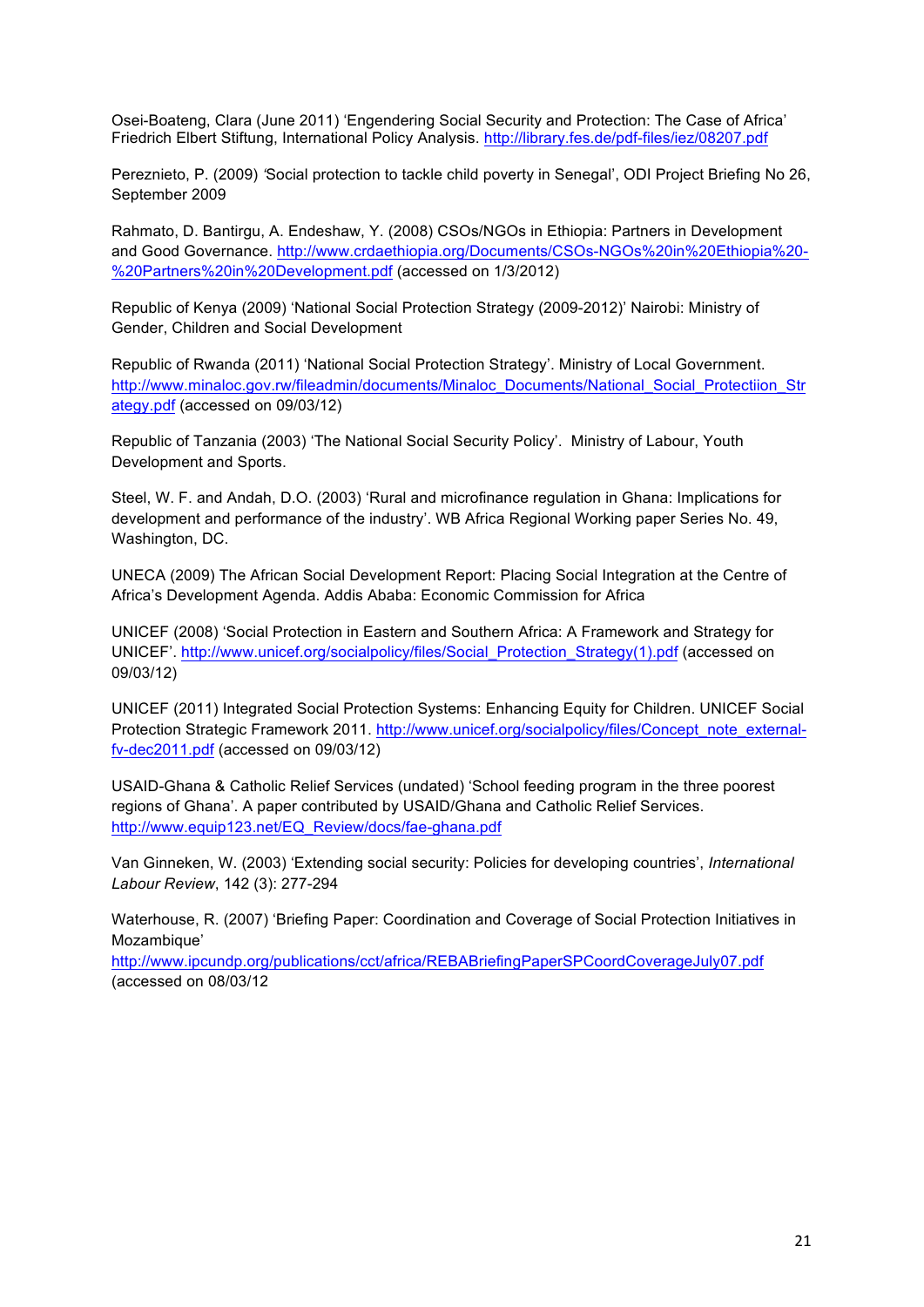Osei-Boateng, Clara (June 2011) 'Engendering Social Security and Protection: The Case of Africa' Friedrich Elbert Stiftung, International Policy Analysis. http://library.fes.de/pdf-files/iez/08207.pdf

Pereznieto, P. (2009) 'Social protection to tackle child poverty in Senegal', ODI Project Briefing No 26, September 2009

Rahmato, D. Bantirgu, A. Endeshaw, Y. (2008) CSOs/NGOs in Ethiopia: Partners in Development and Good Governance. http://www.crdaethiopia.org/Documents/CSOs-NGOs%20in%20Ethiopia%20-%20Partners%20in%20Development.pdf (accessed on 1/3/2012)

Republic of Kenya (2009) 'National Social Protection Strategy (2009-2012)' Nairobi: Ministry of Gender, Children and Social Development

Republic of Rwanda (2011) 'National Social Protection Strategy'. Ministry of Local Government. http://www.minaloc.gov.rw/fileadmin/documents/Minaloc_Documents/National_Social_Protectiion_Strategy.pdf (accessed on 09/03/12)

Republic of Tanzania (2003) 'The National Social Security Policy'. Ministry of Labour, Youth Development and Sports.

Steel, W. F. and Andah, D.O. (2003) 'Rural and microfinance regulation in Ghana: Implications for development and performance of the industry'. WB Africa Regional Working paper Series No. 49, Washington, DC.

UNECA (2009) The African Social Development Report: Placing Social Integration at the Centre of Africa's Development Agenda. Addis Ababa: Economic Commission for Africa

UNICEF (2008) 'Social Protection in Eastern and Southern Africa: A Framework and Strategy for UNICEF'. http://www.unicef.org/socialpolicy/files/Social_Protection_Strategy(1).pdf (accessed on 09/03/12)

UNICEF (2011) Integrated Social Protection Systems: Enhancing Equity for Children. UNICEF Social Protection Strategic Framework 2011. http://www.unicef.org/socialpolicy/files/Concept_note_external-fv-dec2011.pdf (accessed on 09/03/12)

USAID-Ghana & Catholic Relief Services (undated) 'School feeding program in the three poorest regions of Ghana'. A paper contributed by USAID/Ghana and Catholic Relief Services. http://www.equip123.net/EQ_Review/docs/fae-ghana.pdf

Van Ginneken, W. (2003) 'Extending social security: Policies for developing countries', *International Labour Review*, 142 (3): 277-294

Waterhouse, R. (2007) 'Briefing Paper: Coordination and Coverage of Social Protection Initiatives in Mozambique'
http://www.ipcundp.org/publications/cct/africa/REBABriefingPaperSPCoordCoverageJuly07.pdf (accessed on 08/03/12)